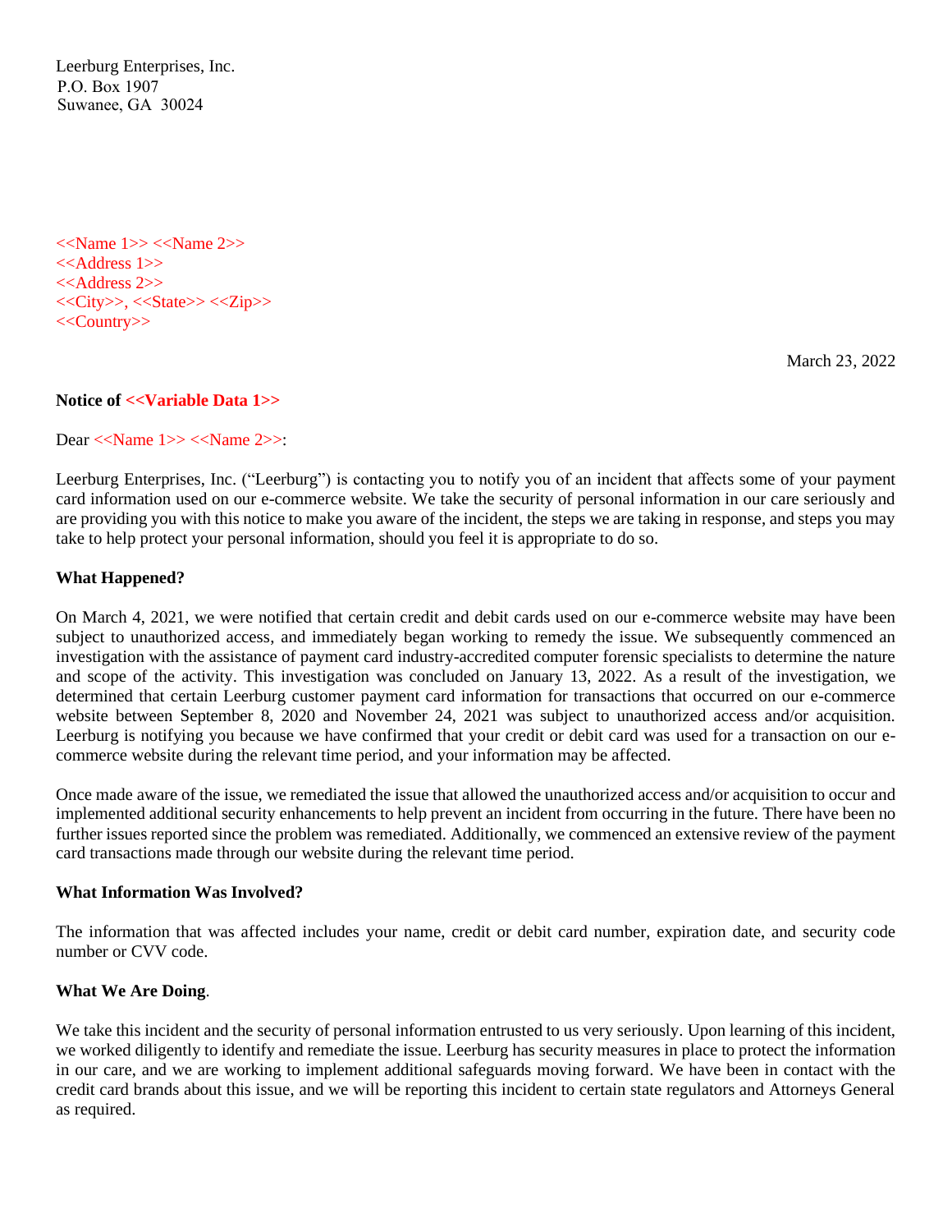Leerburg Enterprises, Inc.
P.O. Box 1907
Suwanee, GA 30024

<<Name 1>> <<Name 2>>
<<Address 1>>
<<Address 2>>
<<City>>, <<State>> <<Zip>>
<<Country>>

March 23, 2022

**Notice of <<Variable Data 1>>**

Dear <<Name 1>> <<Name 2>>:

Leerburg Enterprises, Inc. ("Leerburg") is contacting you to notify you of an incident that affects some of your payment card information used on our e-commerce website. We take the security of personal information in our care seriously and are providing you with this notice to make you aware of the incident, the steps we are taking in response, and steps you may take to help protect your personal information, should you feel it is appropriate to do so.

**What Happened?**

On March 4, 2021, we were notified that certain credit and debit cards used on our e-commerce website may have been subject to unauthorized access, and immediately began working to remedy the issue. We subsequently commenced an investigation with the assistance of payment card industry-accredited computer forensic specialists to determine the nature and scope of the activity. This investigation was concluded on January 13, 2022. As a result of the investigation, we determined that certain Leerburg customer payment card information for transactions that occurred on our e-commerce website between September 8, 2020 and November 24, 2021 was subject to unauthorized access and/or acquisition. Leerburg is notifying you because we have confirmed that your credit or debit card was used for a transaction on our e-commerce website during the relevant time period, and your information may be affected.

Once made aware of the issue, we remediated the issue that allowed the unauthorized access and/or acquisition to occur and implemented additional security enhancements to help prevent an incident from occurring in the future. There have been no further issues reported since the problem was remediated. Additionally, we commenced an extensive review of the payment card transactions made through our website during the relevant time period.

**What Information Was Involved?**

The information that was affected includes your name, credit or debit card number, expiration date, and security code number or CVV code.

**What We Are Doing**.

We take this incident and the security of personal information entrusted to us very seriously. Upon learning of this incident, we worked diligently to identify and remediate the issue. Leerburg has security measures in place to protect the information in our care, and we are working to implement additional safeguards moving forward. We have been in contact with the credit card brands about this issue, and we will be reporting this incident to certain state regulators and Attorneys General as required.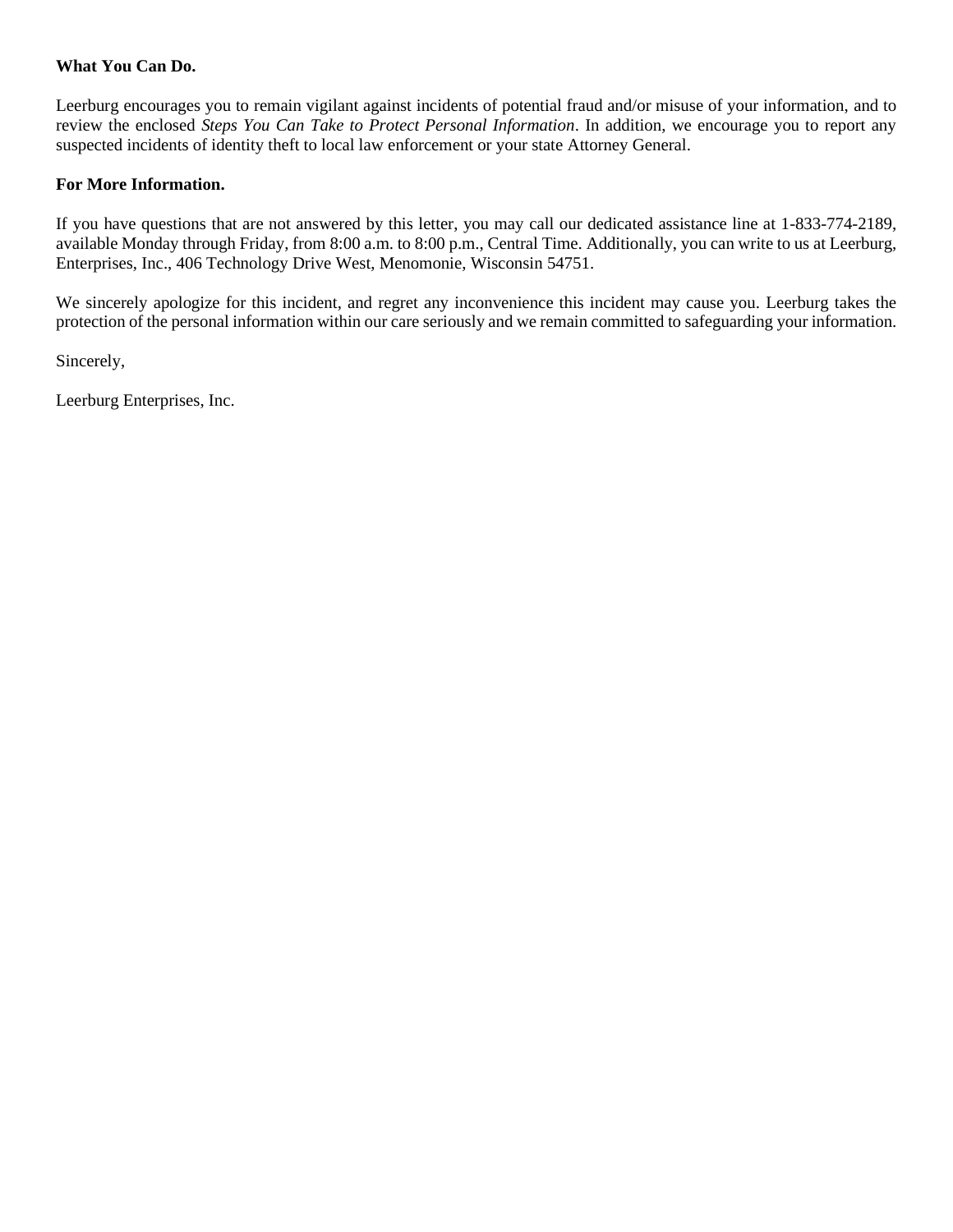**What You Can Do.**

Leerburg encourages you to remain vigilant against incidents of potential fraud and/or misuse of your information, and to review the enclosed *Steps You Can Take to Protect Personal Information*. In addition, we encourage you to report any suspected incidents of identity theft to local law enforcement or your state Attorney General.

**For More Information.**

If you have questions that are not answered by this letter, you may call our dedicated assistance line at 1-833-774-2189, available Monday through Friday, from 8:00 a.m. to 8:00 p.m., Central Time. Additionally, you can write to us at Leerburg, Enterprises, Inc., 406 Technology Drive West, Menomonie, Wisconsin 54751.

We sincerely apologize for this incident, and regret any inconvenience this incident may cause you. Leerburg takes the protection of the personal information within our care seriously and we remain committed to safeguarding your information.

Sincerely,

Leerburg Enterprises, Inc.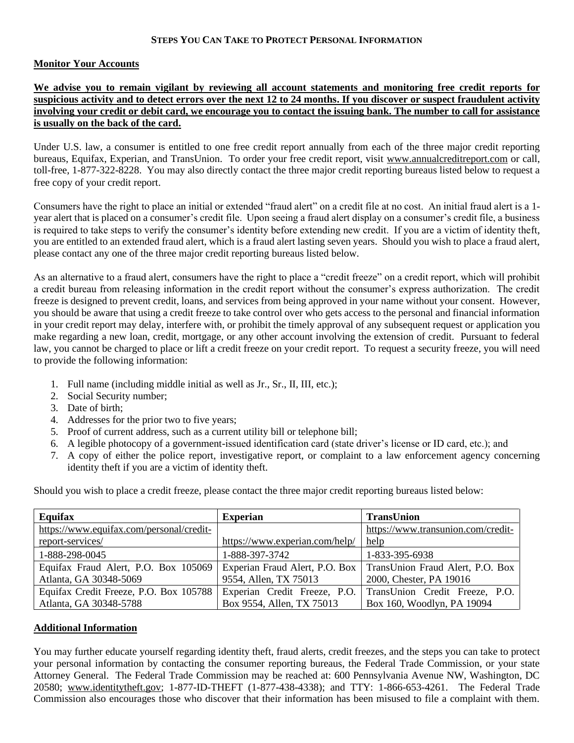## Steps You Can Take to Protect Personal Information

**Monitor Your Accounts**

**We advise you to remain vigilant by reviewing all account statements and monitoring free credit reports for suspicious activity and to detect errors over the next 12 to 24 months. If you discover or suspect fraudulent activity involving your credit or debit card, we encourage you to contact the issuing bank. The number to call for assistance is usually on the back of the card.**

Under U.S. law, a consumer is entitled to one free credit report annually from each of the three major credit reporting bureaus, Equifax, Experian, and TransUnion. To order your free credit report, visit www.annualcreditreport.com or call, toll-free, 1-877-322-8228. You may also directly contact the three major credit reporting bureaus listed below to request a free copy of your credit report.

Consumers have the right to place an initial or extended "fraud alert" on a credit file at no cost. An initial fraud alert is a 1-year alert that is placed on a consumer's credit file. Upon seeing a fraud alert display on a consumer's credit file, a business is required to take steps to verify the consumer's identity before extending new credit. If you are a victim of identity theft, you are entitled to an extended fraud alert, which is a fraud alert lasting seven years. Should you wish to place a fraud alert, please contact any one of the three major credit reporting bureaus listed below.

As an alternative to a fraud alert, consumers have the right to place a "credit freeze" on a credit report, which will prohibit a credit bureau from releasing information in the credit report without the consumer's express authorization. The credit freeze is designed to prevent credit, loans, and services from being approved in your name without your consent. However, you should be aware that using a credit freeze to take control over who gets access to the personal and financial information in your credit report may delay, interfere with, or prohibit the timely approval of any subsequent request or application you make regarding a new loan, credit, mortgage, or any other account involving the extension of credit. Pursuant to federal law, you cannot be charged to place or lift a credit freeze on your credit report. To request a security freeze, you will need to provide the following information:

1. Full name (including middle initial as well as Jr., Sr., II, III, etc.);
2. Social Security number;
3. Date of birth;
4. Addresses for the prior two to five years;
5. Proof of current address, such as a current utility bill or telephone bill;
6. A legible photocopy of a government-issued identification card (state driver's license or ID card, etc.); and
7. A copy of either the police report, investigative report, or complaint to a law enforcement agency concerning identity theft if you are a victim of identity theft.

Should you wish to place a credit freeze, please contact the three major credit reporting bureaus listed below:

| **Equifax** | **Experian** | **TransUnion** |
|---|---|---|
| https://www.equifax.com/personal/credit-report-services/ | https://www.experian.com/help/ | https://www.transunion.com/credit-help |
| 1-888-298-0045 | 1-888-397-3742 | 1-833-395-6938 |
| Equifax Fraud Alert, P.O. Box 105069 Atlanta, GA 30348-5069 | Experian Fraud Alert, P.O. Box 9554, Allen, TX 75013 | TransUnion Fraud Alert, P.O. Box 2000, Chester, PA 19016 |
| Equifax Credit Freeze, P.O. Box 105788 Atlanta, GA 30348-5788 | Experian Credit Freeze, P.O. Box 9554, Allen, TX 75013 | TransUnion Credit Freeze, P.O. Box 160, Woodlyn, PA 19094 |

**Additional Information**

You may further educate yourself regarding identity theft, fraud alerts, credit freezes, and the steps you can take to protect your personal information by contacting the consumer reporting bureaus, the Federal Trade Commission, or your state Attorney General. The Federal Trade Commission may be reached at: 600 Pennsylvania Avenue NW, Washington, DC 20580; www.identitytheft.gov; 1-877-ID-THEFT (1-877-438-4338); and TTY: 1-866-653-4261. The Federal Trade Commission also encourages those who discover that their information has been misused to file a complaint with them.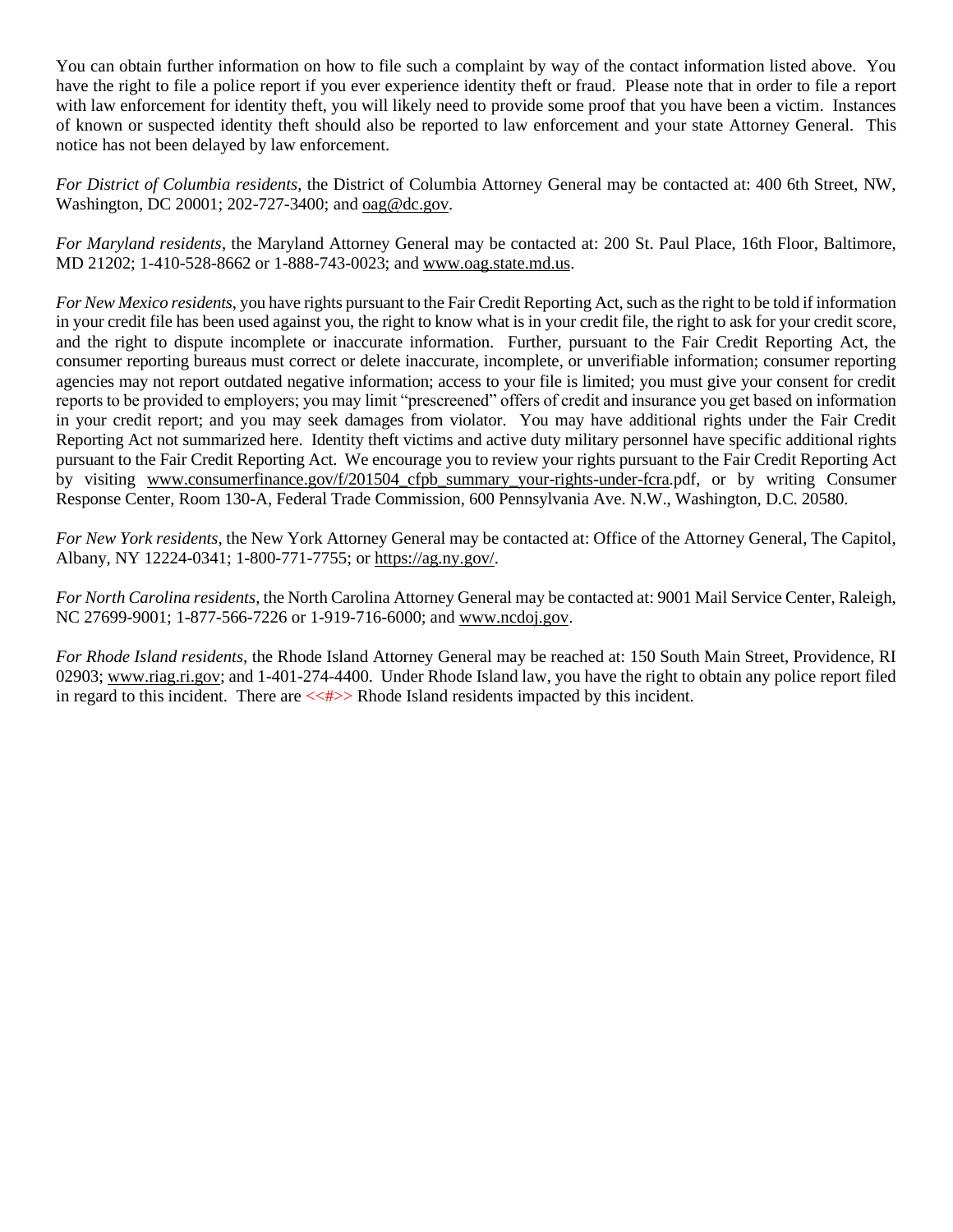You can obtain further information on how to file such a complaint by way of the contact information listed above. You have the right to file a police report if you ever experience identity theft or fraud. Please note that in order to file a report with law enforcement for identity theft, you will likely need to provide some proof that you have been a victim. Instances of known or suspected identity theft should also be reported to law enforcement and your state Attorney General. This notice has not been delayed by law enforcement.

*For District of Columbia residents*, the District of Columbia Attorney General may be contacted at: 400 6th Street, NW, Washington, DC 20001; 202-727-3400; and oag@dc.gov.

*For Maryland residents*, the Maryland Attorney General may be contacted at: 200 St. Paul Place, 16th Floor, Baltimore, MD 21202; 1-410-528-8662 or 1-888-743-0023; and www.oag.state.md.us.

*For New Mexico residents*, you have rights pursuant to the Fair Credit Reporting Act, such as the right to be told if information in your credit file has been used against you, the right to know what is in your credit file, the right to ask for your credit score, and the right to dispute incomplete or inaccurate information. Further, pursuant to the Fair Credit Reporting Act, the consumer reporting bureaus must correct or delete inaccurate, incomplete, or unverifiable information; consumer reporting agencies may not report outdated negative information; access to your file is limited; you must give your consent for credit reports to be provided to employers; you may limit "prescreened" offers of credit and insurance you get based on information in your credit report; and you may seek damages from violator. You may have additional rights under the Fair Credit Reporting Act not summarized here. Identity theft victims and active duty military personnel have specific additional rights pursuant to the Fair Credit Reporting Act. We encourage you to review your rights pursuant to the Fair Credit Reporting Act by visiting www.consumerfinance.gov/f/201504_cfpb_summary_your-rights-under-fcra.pdf, or by writing Consumer Response Center, Room 130-A, Federal Trade Commission, 600 Pennsylvania Ave. N.W., Washington, D.C. 20580.

*For New York residents*, the New York Attorney General may be contacted at: Office of the Attorney General, The Capitol, Albany, NY 12224-0341; 1-800-771-7755; or https://ag.ny.gov/.

*For North Carolina residents*, the North Carolina Attorney General may be contacted at: 9001 Mail Service Center, Raleigh, NC 27699-9001; 1-877-566-7226 or 1-919-716-6000; and www.ncdoj.gov.

*For Rhode Island residents*, the Rhode Island Attorney General may be reached at: 150 South Main Street, Providence, RI 02903; www.riag.ri.gov; and 1-401-274-4400. Under Rhode Island law, you have the right to obtain any police report filed in regard to this incident. There are <<#>> Rhode Island residents impacted by this incident.